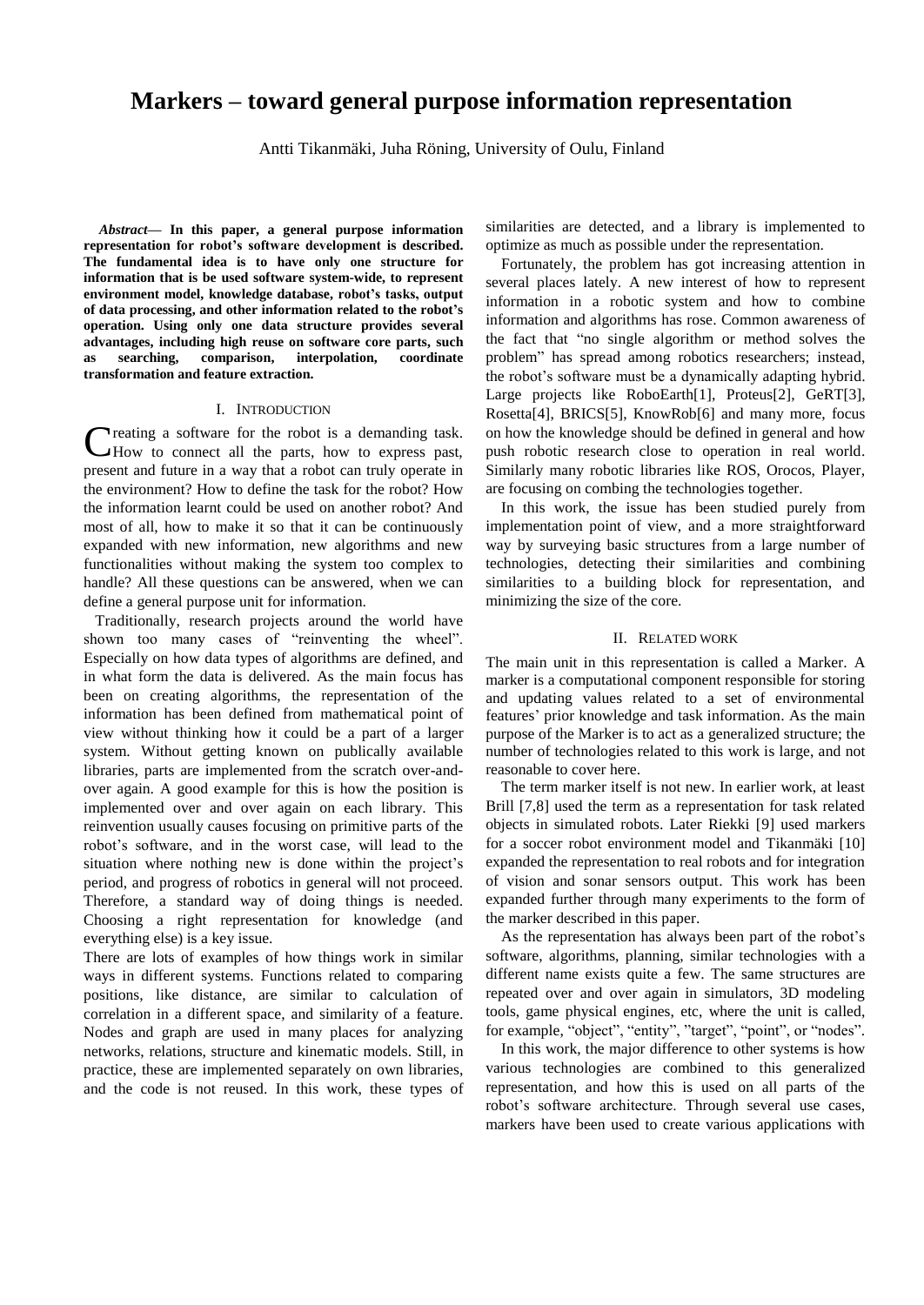# Markers – toward general purpose information representation

Antti Tikanmäki, Juha Röning, University of Oulu, Finland

***Abstract*— In this paper, a general purpose information representation for robot's software development is described. The fundamental idea is to have only one structure for information that is be used software system-wide, to represent environment model, knowledge database, robot's tasks, output of data processing, and other information related to the robot's operation. Using only one data structure provides several advantages, including high reuse on software core parts, such as searching, comparison, interpolation, coordinate transformation and feature extraction.**

## I. Introduction

Creating a software for the robot is a demanding task. How to connect all the parts, how to express past, present and future in a way that a robot can truly operate in the environment? How to define the task for the robot? How the information learnt could be used on another robot? And most of all, how to make it so that it can be continuously expanded with new information, new algorithms and new functionalities without making the system too complex to handle? All these questions can be answered, when we can define a general purpose unit for information.

Traditionally, research projects around the world have shown too many cases of "reinventing the wheel". Especially on how data types of algorithms are defined, and in what form the data is delivered. As the main focus has been on creating algorithms, the representation of the information has been defined from mathematical point of view without thinking how it could be a part of a larger system. Without getting known on publically available libraries, parts are implemented from the scratch over-and-over again. A good example for this is how the position is implemented over and over again on each library. This reinvention usually causes focusing on primitive parts of the robot's software, and in the worst case, will lead to the situation where nothing new is done within the project's period, and progress of robotics in general will not proceed. Therefore, a standard way of doing things is needed. Choosing a right representation for knowledge (and everything else) is a key issue.

There are lots of examples of how things work in similar ways in different systems. Functions related to comparing positions, like distance, are similar to calculation of correlation in a different space, and similarity of a feature. Nodes and graph are used in many places for analyzing networks, relations, structure and kinematic models. Still, in practice, these are implemented separately on own libraries, and the code is not reused. In this work, these types of similarities are detected, and a library is implemented to optimize as much as possible under the representation.

Fortunately, the problem has got increasing attention in several places lately. A new interest of how to represent information in a robotic system and how to combine information and algorithms has rose. Common awareness of the fact that "no single algorithm or method solves the problem" has spread among robotics researchers; instead, the robot's software must be a dynamically adapting hybrid. Large projects like RoboEarth[1], Proteus[2], GeRT[3], Rosetta[4], BRICS[5], KnowRob[6] and many more, focus on how the knowledge should be defined in general and how push robotic research close to operation in real world. Similarly many robotic libraries like ROS, Orocos, Player, are focusing on combing the technologies together.

In this work, the issue has been studied purely from implementation point of view, and a more straightforward way by surveying basic structures from a large number of technologies, detecting their similarities and combining similarities to a building block for representation, and minimizing the size of the core.

## II. Related work

The main unit in this representation is called a Marker. A marker is a computational component responsible for storing and updating values related to a set of environmental features' prior knowledge and task information. As the main purpose of the Marker is to act as a generalized structure; the number of technologies related to this work is large, and not reasonable to cover here.

The term marker itself is not new. In earlier work, at least Brill [7,8] used the term as a representation for task related objects in simulated robots. Later Riekki [9] used markers for a soccer robot environment model and Tikanmäki [10] expanded the representation to real robots and for integration of vision and sonar sensors output. This work has been expanded further through many experiments to the form of the marker described in this paper.

As the representation has always been part of the robot's software, algorithms, planning, similar technologies with a different name exists quite a few. The same structures are repeated over and over again in simulators, 3D modeling tools, game physical engines, etc, where the unit is called, for example, "object", "entity", "target", "point", or "nodes".

In this work, the major difference to other systems is how various technologies are combined to this generalized representation, and how this is used on all parts of the robot's software architecture. Through several use cases, markers have been used to create various applications with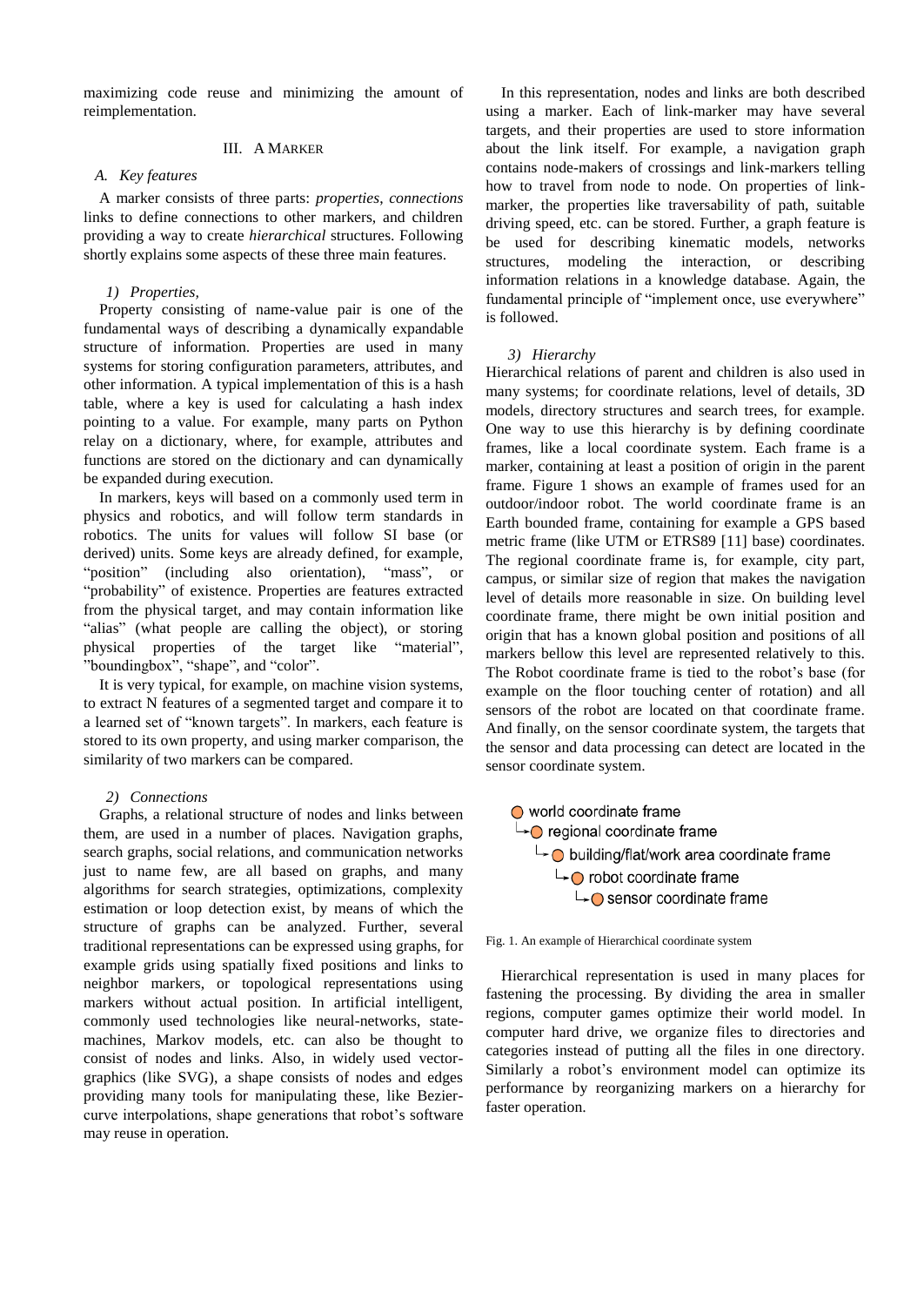maximizing code reuse and minimizing the amount of reimplementation.

## III. A Marker

### A. Key features

A marker consists of three parts: *properties*, *connections* links to define connections to other markers, and children providing a way to create *hierarchical* structures. Following shortly explains some aspects of these three main features.

#### 1) Properties,

Property consisting of name-value pair is one of the fundamental ways of describing a dynamically expandable structure of information. Properties are used in many systems for storing configuration parameters, attributes, and other information. A typical implementation of this is a hash table, where a key is used for calculating a hash index pointing to a value. For example, many parts on Python relay on a dictionary, where, for example, attributes and functions are stored on the dictionary and can dynamically be expanded during execution.

In markers, keys will based on a commonly used term in physics and robotics, and will follow term standards in robotics. The units for values will follow SI base (or derived) units. Some keys are already defined, for example, "position" (including also orientation), "mass", or "probability" of existence. Properties are features extracted from the physical target, and may contain information like "alias" (what people are calling the object), or storing physical properties of the target like "material", "boundingbox", "shape", and "color".

It is very typical, for example, on machine vision systems, to extract N features of a segmented target and compare it to a learned set of "known targets". In markers, each feature is stored to its own property, and using marker comparison, the similarity of two markers can be compared.

#### 2) Connections

Graphs, a relational structure of nodes and links between them, are used in a number of places. Navigation graphs, search graphs, social relations, and communication networks just to name few, are all based on graphs, and many algorithms for search strategies, optimizations, complexity estimation or loop detection exist, by means of which the structure of graphs can be analyzed. Further, several traditional representations can be expressed using graphs, for example grids using spatially fixed positions and links to neighbor markers, or topological representations using markers without actual position. In artificial intelligent, commonly used technologies like neural-networks, state-machines, Markov models, etc. can also be thought to consist of nodes and links. Also, in widely used vector-graphics (like SVG), a shape consists of nodes and edges providing many tools for manipulating these, like Bezier-curve interpolations, shape generations that robot's software may reuse in operation.

In this representation, nodes and links are both described using a marker. Each of link-marker may have several targets, and their properties are used to store information about the link itself. For example, a navigation graph contains node-makers of crossings and link-markers telling how to travel from node to node. On properties of link-marker, the properties like traversability of path, suitable driving speed, etc. can be stored. Further, a graph feature is be used for describing kinematic models, networks structures, modeling the interaction, or describing information relations in a knowledge database. Again, the fundamental principle of "implement once, use everywhere" is followed.

#### 3) Hierarchy

Hierarchical relations of parent and children is also used in many systems; for coordinate relations, level of details, 3D models, directory structures and search trees, for example. One way to use this hierarchy is by defining coordinate frames, like a local coordinate system. Each frame is a marker, containing at least a position of origin in the parent frame. Figure 1 shows an example of frames used for an outdoor/indoor robot. The world coordinate frame is an Earth bounded frame, containing for example a GPS based metric frame (like UTM or ETRS89 [11] base) coordinates. The regional coordinate frame is, for example, city part, campus, or similar size of region that makes the navigation level of details more reasonable in size. On building level coordinate frame, there might be own initial position and origin that has a known global position and positions of all markers bellow this level are represented relatively to this. The Robot coordinate frame is tied to the robot's base (for example on the floor touching center of rotation) and all sensors of the robot are located on that coordinate frame. And finally, on the sensor coordinate system, the targets that the sensor and data processing can detect are located in the sensor coordinate system.

- world coordinate frame
  - regional coordinate frame
    - building/flat/work area coordinate frame
      - robot coordinate frame
        - sensor coordinate frame

Fig. 1. An example of Hierarchical coordinate system

Hierarchical representation is used in many places for fastening the processing. By dividing the area in smaller regions, computer games optimize their world model. In computer hard drive, we organize files to directories and categories instead of putting all the files in one directory. Similarly a robot's environment model can optimize its performance by reorganizing markers on a hierarchy for faster operation.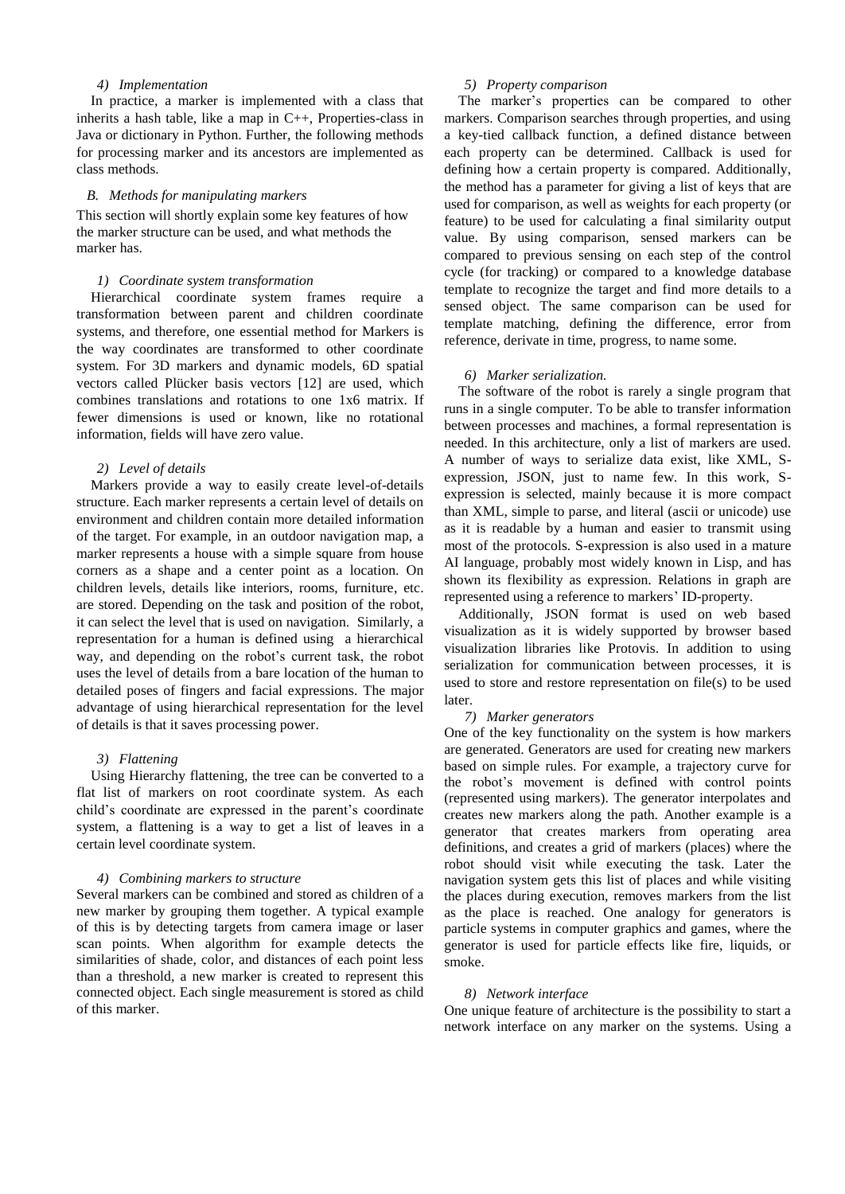#### 4) Implementation

In practice, a marker is implemented with a class that inherits a hash table, like a map in C++, Properties-class in Java or dictionary in Python. Further, the following methods for processing marker and its ancestors are implemented as class methods.

### B. Methods for manipulating markers

This section will shortly explain some key features of how the marker structure can be used, and what methods the marker has.

#### 1) Coordinate system transformation

Hierarchical coordinate system frames require a transformation between parent and children coordinate systems, and therefore, one essential method for Markers is the way coordinates are transformed to other coordinate system. For 3D markers and dynamic models, 6D spatial vectors called Plücker basis vectors [12] are used, which combines translations and rotations to one 1x6 matrix. If fewer dimensions is used or known, like no rotational information, fields will have zero value.

#### 2) Level of details

Markers provide a way to easily create level-of-details structure. Each marker represents a certain level of details on environment and children contain more detailed information of the target. For example, in an outdoor navigation map, a marker represents a house with a simple square from house corners as a shape and a center point as a location. On children levels, details like interiors, rooms, furniture, etc. are stored. Depending on the task and position of the robot, it can select the level that is used on navigation. Similarly, a representation for a human is defined using a hierarchical way, and depending on the robot's current task, the robot uses the level of details from a bare location of the human to detailed poses of fingers and facial expressions. The major advantage of using hierarchical representation for the level of details is that it saves processing power.

#### 3) Flattening

Using Hierarchy flattening, the tree can be converted to a flat list of markers on root coordinate system. As each child's coordinate are expressed in the parent's coordinate system, a flattening is a way to get a list of leaves in a certain level coordinate system.

#### 4) Combining markers to structure

Several markers can be combined and stored as children of a new marker by grouping them together. A typical example of this is by detecting targets from camera image or laser scan points. When algorithm for example detects the similarities of shade, color, and distances of each point less than a threshold, a new marker is created to represent this connected object. Each single measurement is stored as child of this marker.

#### 5) Property comparison

The marker's properties can be compared to other markers. Comparison searches through properties, and using a key-tied callback function, a defined distance between each property can be determined. Callback is used for defining how a certain property is compared. Additionally, the method has a parameter for giving a list of keys that are used for comparison, as well as weights for each property (or feature) to be used for calculating a final similarity output value. By using comparison, sensed markers can be compared to previous sensing on each step of the control cycle (for tracking) or compared to a knowledge database template to recognize the target and find more details to a sensed object. The same comparison can be used for template matching, defining the difference, error from reference, derivate in time, progress, to name some.

#### 6) Marker serialization.

The software of the robot is rarely a single program that runs in a single computer. To be able to transfer information between processes and machines, a formal representation is needed. In this architecture, only a list of markers are used. A number of ways to serialize data exist, like XML, S-expression, JSON, just to name few. In this work, S-expression is selected, mainly because it is more compact than XML, simple to parse, and literal (ascii or unicode) use as it is readable by a human and easier to transmit using most of the protocols. S-expression is also used in a mature AI language, probably most widely known in Lisp, and has shown its flexibility as expression. Relations in graph are represented using a reference to markers' ID-property.

Additionally, JSON format is used on web based visualization as it is widely supported by browser based visualization libraries like Protovis. In addition to using serialization for communication between processes, it is used to store and restore representation on file(s) to be used later.

#### 7) Marker generators

One of the key functionality on the system is how markers are generated. Generators are used for creating new markers based on simple rules. For example, a trajectory curve for the robot's movement is defined with control points (represented using markers). The generator interpolates and creates new markers along the path. Another example is a generator that creates markers from operating area definitions, and creates a grid of markers (places) where the robot should visit while executing the task. Later the navigation system gets this list of places and while visiting the places during execution, removes markers from the list as the place is reached. One analogy for generators is particle systems in computer graphics and games, where the generator is used for particle effects like fire, liquids, or smoke.

#### 8) Network interface

One unique feature of architecture is the possibility to start a network interface on any marker on the systems. Using a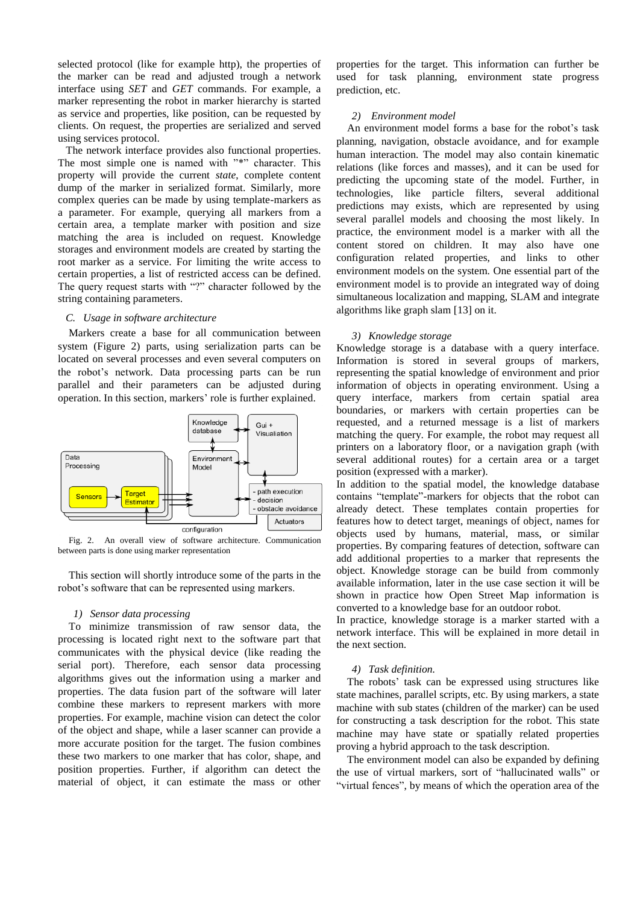selected protocol (like for example http), the properties of the marker can be read and adjusted trough a network interface using *SET* and *GET* commands. For example, a marker representing the robot in marker hierarchy is started as service and properties, like position, can be requested by clients. On request, the properties are serialized and served using services protocol.

The network interface provides also functional properties. The most simple one is named with "*" character. This property will provide the current *state*, complete content dump of the marker in serialized format. Similarly, more complex queries can be made by using template-markers as a parameter. For example, querying all markers from a certain area, a template marker with position and size matching the area is included on request. Knowledge storages and environment models are created by starting the root marker as a service. For limiting the write access to certain properties, a list of restricted access can be defined. The query request starts with "?" character followed by the string containing parameters.

### C. Usage in software architecture

Markers create a base for all communication between system (Figure 2) parts, using serialization parts can be located on several processes and even several computers on the robot's network. Data processing parts can be run parallel and their parameters can be adjusted during operation. In this section, markers' role is further explained.

Fig. 2. An overall view of software architecture. Communication between parts is done using marker representation

This section will shortly introduce some of the parts in the robot's software that can be represented using markers.

#### 1) Sensor data processing

To minimize transmission of raw sensor data, the processing is located right next to the software part that communicates with the physical device (like reading the serial port). Therefore, each sensor data processing algorithms gives out the information using a marker and properties. The data fusion part of the software will later combine these markers to represent markers with more properties. For example, machine vision can detect the color of the object and shape, while a laser scanner can provide a more accurate position for the target. The fusion combines these two markers to one marker that has color, shape, and position properties. Further, if algorithm can detect the material of object, it can estimate the mass or other properties for the target. This information can further be used for task planning, environment state progress prediction, etc.

#### 2) Environment model

An environment model forms a base for the robot's task planning, navigation, obstacle avoidance, and for example human interaction. The model may also contain kinematic relations (like forces and masses), and it can be used for predicting the upcoming state of the model. Further, in technologies, like particle filters, several additional predictions may exists, which are represented by using several parallel models and choosing the most likely. In practice, the environment model is a marker with all the content stored on children. It may also have one configuration related properties, and links to other environment models on the system. One essential part of the environment model is to provide an integrated way of doing simultaneous localization and mapping, SLAM and integrate algorithms like graph slam [13] on it.

#### 3) Knowledge storage

Knowledge storage is a database with a query interface. Information is stored in several groups of markers, representing the spatial knowledge of environment and prior information of objects in operating environment. Using a query interface, markers from certain spatial area boundaries, or markers with certain properties can be requested, and a returned message is a list of markers matching the query. For example, the robot may request all printers on a laboratory floor, or a navigation graph (with several additional routes) for a certain area or a target position (expressed with a marker).

In addition to the spatial model, the knowledge database contains "template"-markers for objects that the robot can already detect. These templates contain properties for features how to detect target, meanings of object, names for objects used by humans, material, mass, or similar properties. By comparing features of detection, software can add additional properties to a marker that represents the object. Knowledge storage can be build from commonly available information, later in the use case section it will be shown in practice how Open Street Map information is converted to a knowledge base for an outdoor robot.

In practice, knowledge storage is a marker started with a network interface. This will be explained in more detail in the next section.

#### 4) Task definition.

The robots' task can be expressed using structures like state machines, parallel scripts, etc. By using markers, a state machine with sub states (children of the marker) can be used for constructing a task description for the robot. This state machine may have state or spatially related properties proving a hybrid approach to the task description.

The environment model can also be expanded by defining the use of virtual markers, sort of "hallucinated walls" or "virtual fences", by means of which the operation area of the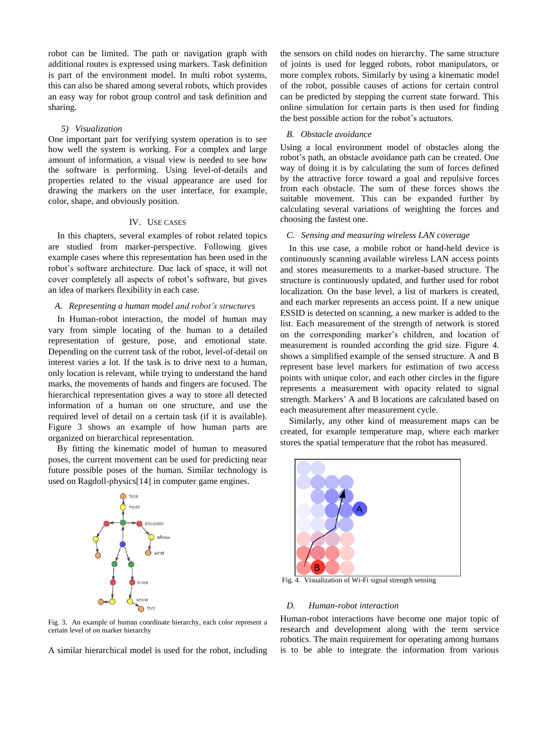robot can be limited. The path or navigation graph with additional routes is expressed using markers. Task definition is part of the environment model. In multi robot systems, this can also be shared among several robots, which provides an easy way for robot group control and task definition and sharing.

#### *5) Visualization*

One important part for verifying system operation is to see how well the system is working. For a complex and large amount of information, a visual view is needed to see how the software is performing. Using level-of-details and properties related to the visual appearance are used for drawing the markers on the user interface, for example, color, shape, and obviously position.

## IV. USE CASES

In this chapters, several examples of robot related topics are studied from marker-perspective. Following gives example cases where this representation has been used in the robot's software architecture. Due lack of space, it will not cover completely all aspects of robot's software, but gives an idea of markers flexibility in each case.

### *A. Representing a human model and robot's structures*

In Human-robot interaction, the model of human may vary from simple locating of the human to a detailed representation of gesture, pose, and emotional state. Depending on the current task of the robot, level-of-detail on interest varies a lot. If the task is to drive next to a human, only location is relevant, while trying to understand the hand marks, the movements of hands and fingers are focused. The hierarchical representation gives a way to store all detected information of a human on one structure, and use the required level of detail on a certain task (if it is available). Figure 3 shows an example of how human parts are organized on hierarchical representation.

By fitting the kinematic model of human to measured poses, the current movement can be used for predicting near future possible poses of the human. Similar technology is used on Ragdoll-physics[14] in computer game engines.

Fig. 3. An example of human coordinate hierarchy, each color represent a certain level of on marker hierarchy

A similar hierarchical model is used for the robot, including the sensors on child nodes on hierarchy. The same structure of joints is used for legged robots, robot manipulators, or more complex robots. Similarly by using a kinematic model of the robot, possible causes of actions for certain control can be predicted by stepping the current state forward. This online simulation for certain parts is then used for finding the best possible action for the robot's actuators.

### *B. Obstacle avoidance*

Using a local environment model of obstacles along the robot's path, an obstacle avoidance path can be created. One way of doing it is by calculating the sum of forces defined by the attractive force toward a goal and repulsive forces from each obstacle. The sum of these forces shows the suitable movement. This can be expanded further by calculating several variations of weighting the forces and choosing the fastest one.

### *C. Sensing and measuring wireless LAN coverage*

In this use case, a mobile robot or hand-held device is continuously scanning available wireless LAN access points and stores measurements to a marker-based structure. The structure is continuously updated, and further used for robot localization. On the base level, a list of markers is created, and each marker represents an access point. If a new unique ESSID is detected on scanning, a new marker is added to the list. Each measurement of the strength of network is stored on the corresponding marker's children, and location of measurement is rounded according the grid size. Figure 4. shows a simplified example of the sensed structure. A and B represent base level markers for estimation of two access points with unique color, and each other circles in the figure represents a measurement with opacity related to signal strength. Markers' A and B locations are calculated based on each measurement after measurement cycle.

Similarly, any other kind of measurement maps can be created, for example temperature map, where each marker stores the spatial temperature that the robot has measured.

Fig. 4. Visualization of Wi-Fi signal strength sensing

### *D. Human-robot interaction*

Human-robot interactions have become one major topic of research and development along with the term service robotics. The main requirement for operating among humans is to be able to integrate the information from various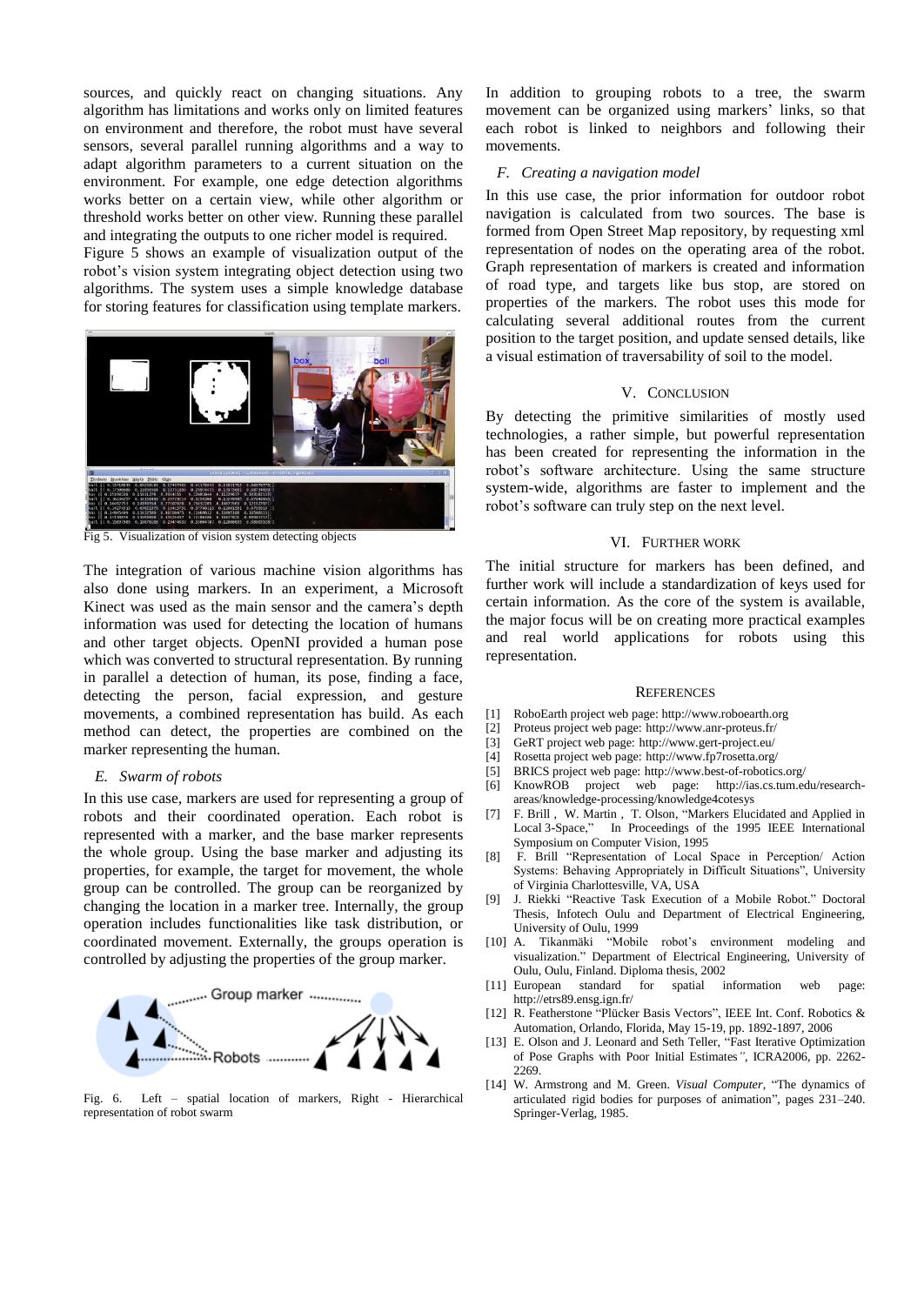sources, and quickly react on changing situations. Any algorithm has limitations and works only on limited features on environment and therefore, the robot must have several sensors, several parallel running algorithms and a way to adapt algorithm parameters to a current situation on the environment. For example, one edge detection algorithms works better on a certain view, while other algorithm or threshold works better on other view. Running these parallel and integrating the outputs to one richer model is required.

Figure 5 shows an example of visualization output of the robot's vision system integrating object detection using two algorithms. The system uses a simple knowledge database for storing features for classification using template markers.

Fig 5. Visualization of vision system detecting objects

The integration of various machine vision algorithms has also done using markers. In an experiment, a Microsoft Kinect was used as the main sensor and the camera's depth information was used for detecting the location of humans and other target objects. OpenNI provided a human pose which was converted to structural representation. By running in parallel a detection of human, its pose, finding a face, detecting the person, facial expression, and gesture movements, a combined representation has build. As each method can detect, the properties are combined on the marker representing the human.

### *E. Swarm of robots*

In this use case, markers are used for representing a group of robots and their coordinated operation. Each robot is represented with a marker, and the base marker represents the whole group. Using the base marker and adjusting its properties, for example, the target for movement, the whole group can be controlled. The group can be reorganized by changing the location in a marker tree. Internally, the group operation includes functionalities like task distribution, or coordinated movement. Externally, the groups operation is controlled by adjusting the properties of the group marker.

Group marker

Robots

Fig. 6. Left – spatial location of markers, Right - Hierarchical representation of robot swarm

In addition to grouping robots to a tree, the swarm movement can be organized using markers' links, so that each robot is linked to neighbors and following their movements.

### *F. Creating a navigation model*

In this use case, the prior information for outdoor robot navigation is calculated from two sources. The base is formed from Open Street Map repository, by requesting xml representation of nodes on the operating area of the robot. Graph representation of markers is created and information of road type, and targets like bus stop, are stored on properties of the markers. The robot uses this mode for calculating several additional routes from the current position to the target position, and update sensed details, like a visual estimation of traversability of soil to the model.

## V. Conclusion

By detecting the primitive similarities of mostly used technologies, a rather simple, but powerful representation has been created for representing the information in the robot's software architecture. Using the same structure system-wide, algorithms are faster to implement and the robot's software can truly step on the next level.

## VI. Further Work

The initial structure for markers has been defined, and further work will include a standardization of keys used for certain information. As the core of the system is available, the major focus will be on creating more practical examples and real world applications for robots using this representation.

## References

[1] RoboEarth project web page: http://www.roboearth.org
[2] Proteus project web page: http://www.anr-proteus.fr/
[3] GeRT project web page: http://www.gert-project.eu/
[4] Rosetta project web page: http://www.fp7rosetta.org/
[5] BRICS project web page: http://www.best-of-robotics.org/
[6] KnowROB project web page: http://ias.cs.tum.edu/research-areas/knowledge-processing/knowledge4cotesys
[7] F. Brill , W. Martin , T. Olson, "Markers Elucidated and Applied in Local 3-Space," In Proceedings of the 1995 IEEE International Symposium on Computer Vision, 1995
[8] F. Brill "Representation of Local Space in Perception/ Action Systems: Behaving Appropriately in Difficult Situations", University of Virginia Charlottesville, VA, USA
[9] J. Riekki "Reactive Task Execution of a Mobile Robot." Doctoral Thesis, Infotech Oulu and Department of Electrical Engineering, University of Oulu, 1999
[10] A. Tikanmäki "Mobile robot's environment modeling and visualization." Department of Electrical Engineering, University of Oulu, Oulu, Finland. Diploma thesis, 2002
[11] European standard for spatial information web page: http://etrs89.ensg.ign.fr/
[12] R. Featherstone "Plücker Basis Vectors", IEEE Int. Conf. Robotics & Automation, Orlando, Florida, May 15-19, pp. 1892-1897, 2006
[13] E. Olson and J. Leonard and Seth Teller, "Fast Iterative Optimization of Pose Graphs with Poor Initial Estimates*"*, ICRA2006, pp. 2262-2269.
[14] W. Armstrong and M. Green. *Visual Computer*, "The dynamics of articulated rigid bodies for purposes of animation", pages 231–240. Springer-Verlag, 1985.